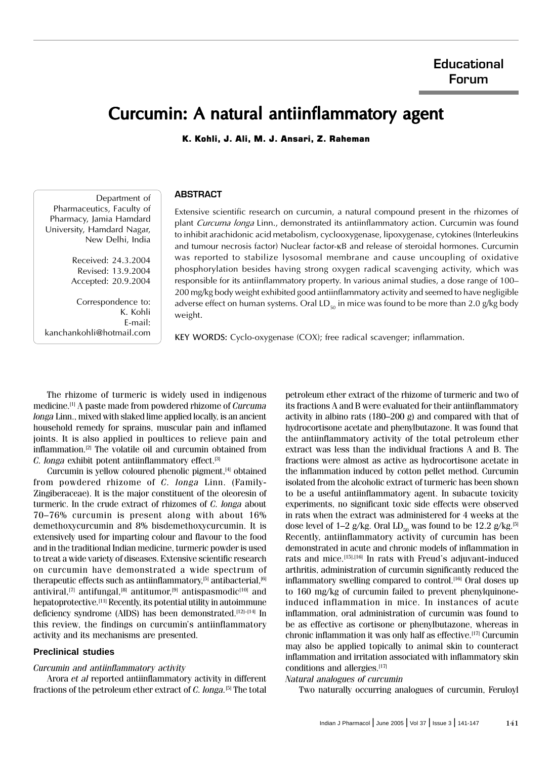Educational Forum

# Curcumin: A natural antiinflammatory agent

**K. Kohli, J. Ali, M. J. Ansari, Z. Raheman**

Department of Pharmaceutics, Faculty of Pharmacy, Jamia Hamdard University, Hamdard Nagar, New Delhi, India

Received: 24.3.2004
Revised: 13.9.2004
Accepted: 20.9.2004

Correspondence to:
K. Kohli
E-mail: kanchankohli@hotmail.com

## ABSTRACT

Extensive scientific research on curcumin, a natural compound present in the rhizomes of plant *Curcuma longa* Linn., demonstrated its antiinflammatory action. Curcumin was found to inhibit arachidonic acid metabolism, cyclooxygenase, lipoxygenase, cytokines (Interleukins and tumour necrosis factor) Nuclear factor-κB and release of steroidal hormones. Curcumin was reported to stabilize lysosomal membrane and cause uncoupling of oxidative phosphorylation besides having strong oxygen radical scavenging activity, which was responsible for its antiinflammatory property. In various animal studies, a dose range of 100–200 mg/kg body weight exhibited good antiinflammatory activity and seemed to have negligible adverse effect on human systems. Oral $LD_{50}$ in mice was found to be more than 2.0 g/kg body weight.

KEY WORDS: Cyclo-oxygenase (COX); free radical scavenger; inflammation.

The rhizome of turmeric is widely used in indigenous medicine.[1] A paste made from powdered rhizome of *Curcuma longa* Linn., mixed with slaked lime applied locally, is an ancient household remedy for sprains, muscular pain and inflamed joints. It is also applied in poultices to relieve pain and inflammation.[2] The volatile oil and curcumin obtained from *C. longa* exhibit potent antiinflammatory effect.[3]

Curcumin is yellow coloured phenolic pigment,[4] obtained from powdered rhizome of *C. longa* Linn. (Family-Zingiberaceae). It is the major constituent of the oleoresin of turmeric. In the crude extract of rhizomes of *C. longa* about 70–76% curcumin is present along with about 16% demethoxycurcumin and 8% bisdemethoxycurcumin. It is extensively used for imparting colour and flavour to the food and in the traditional Indian medicine, turmeric powder is used to treat a wide variety of diseases. Extensive scientific research on curcumin have demonstrated a wide spectrum of therapeutic effects such as antiinflammatory,[5] antibacterial,[6] antiviral,[7] antifungal,[8] antitumor,[9] antispasmodic[10] and hepatoprotective.[11] Recently, its potential utility in autoimmune deficiency syndrome (AIDS) has been demonstrated.[12–14] In this review, the findings on curcumin's antiinflammatory activity and its mechanisms are presented.

## Preclinical studies

### *Curcumin and antiinflammatory activity*

Arora *et al* reported antiinflammatory activity in different fractions of the petroleum ether extract of *C. longa*.[5] The total petroleum ether extract of the rhizome of turmeric and two of its fractions A and B were evaluated for their antiinflammatory activity in albino rats (180–200 g) and compared with that of hydrocortisone acetate and phenylbutazone. It was found that the antiinflammatory activity of the total petroleum ether extract was less than the individual fractions A and B. The fractions were almost as active as hydrocortisone acetate in the inflammation induced by cotton pellet method. Curcumin isolated from the alcoholic extract of turmeric has been shown to be a useful antiinflammatory agent. In subacute toxicity experiments, no significant toxic side effects were observed in rats when the extract was administered for 4 weeks at the dose level of 1–2 g/kg. Oral $LD_{50}$ was found to be 12.2 g/kg.[5] Recently, antiinflammatory activity of curcumin has been demonstrated in acute and chronic models of inflammation in rats and mice.[15],[16] In rats with Freud's adjuvant-induced arthritis, administration of curcumin significantly reduced the inflammatory swelling compared to control.[16] Oral doses up to 160 mg/kg of curcumin failed to prevent phenylquinone-induced inflammation in mice. In instances of acute inflammation, oral administration of curcumin was found to be as effective as cortisone or phenylbutazone, whereas in chronic inflammation it was only half as effective.[17] Curcumin may also be applied topically to animal skin to counteract inflammation and irritation associated with inflammatory skin conditions and allergies.[17]

### *Natural analogues of curcumin*

Two naturally occurring analogues of curcumin, Feruloyl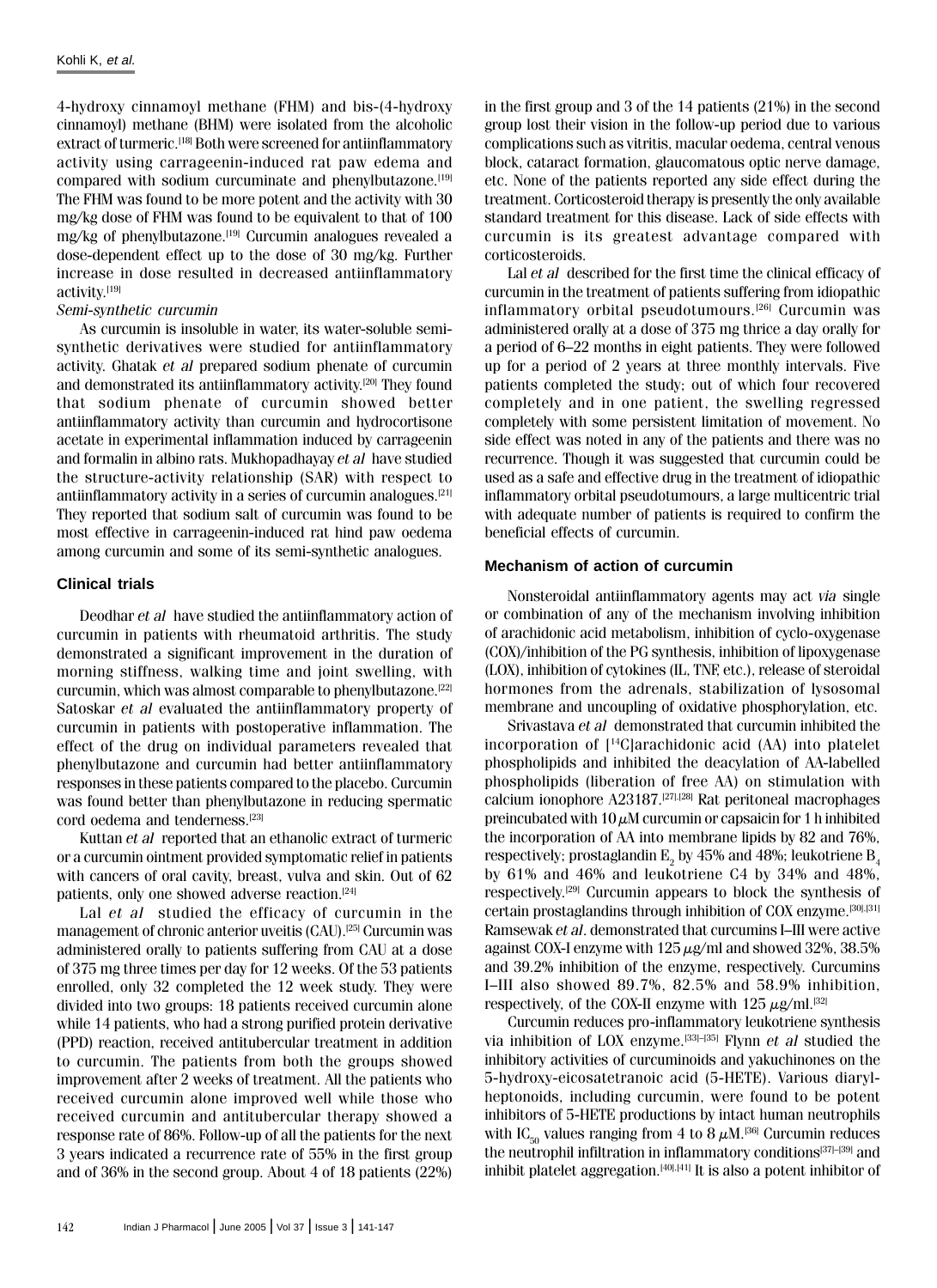4-hydroxy cinnamoyl methane (FHM) and bis-(4-hydroxy cinnamoyl) methane (BHM) were isolated from the alcoholic extract of turmeric.[18] Both were screened for antiinflammatory activity using carrageenin-induced rat paw edema and compared with sodium curcuminate and phenylbutazone.[19] The FHM was found to be more potent and the activity with 30 mg/kg dose of FHM was found to be equivalent to that of 100 mg/kg of phenylbutazone.[19] Curcumin analogues revealed a dose-dependent effect up to the dose of 30 mg/kg. Further increase in dose resulted in decreased antiinflammatory activity.[19]

*Semi-synthetic curcumin*

As curcumin is insoluble in water, its water-soluble semi-synthetic derivatives were studied for antiinflammatory activity. Ghatak *et al* prepared sodium phenate of curcumin and demonstrated its antiinflammatory activity.[20] They found that sodium phenate of curcumin showed better antiinflammatory activity than curcumin and hydrocortisone acetate in experimental inflammation induced by carrageenin and formalin in albino rats. Mukhopadhayay *et al* have studied the structure-activity relationship (SAR) with respect to antiinflammatory activity in a series of curcumin analogues.[21] They reported that sodium salt of curcumin was found to be most effective in carrageenin-induced rat hind paw oedema among curcumin and some of its semi-synthetic analogues.

## Clinical trials

Deodhar *et al* have studied the antiinflammatory action of curcumin in patients with rheumatoid arthritis. The study demonstrated a significant improvement in the duration of morning stiffness, walking time and joint swelling, with curcumin, which was almost comparable to phenylbutazone.[22] Satoskar *et al* evaluated the antiinflammatory property of curcumin in patients with postoperative inflammation. The effect of the drug on individual parameters revealed that phenylbutazone and curcumin had better antiinflammatory responses in these patients compared to the placebo. Curcumin was found better than phenylbutazone in reducing spermatic cord oedema and tenderness.[23]

Kuttan *et al* reported that an ethanolic extract of turmeric or a curcumin ointment provided symptomatic relief in patients with cancers of oral cavity, breast, vulva and skin. Out of 62 patients, only one showed adverse reaction.[24]

Lal *et al* studied the efficacy of curcumin in the management of chronic anterior uveitis (CAU).[25] Curcumin was administered orally to patients suffering from CAU at a dose of 375 mg three times per day for 12 weeks. Of the 53 patients enrolled, only 32 completed the 12 week study. They were divided into two groups: 18 patients received curcumin alone while 14 patients, who had a strong purified protein derivative (PPD) reaction, received antitubercular treatment in addition to curcumin. The patients from both the groups showed improvement after 2 weeks of treatment. All the patients who received curcumin alone improved well while those who received curcumin and antitubercular therapy showed a response rate of 86%. Follow-up of all the patients for the next 3 years indicated a recurrence rate of 55% in the first group and of 36% in the second group. About 4 of 18 patients (22%) in the first group and 3 of the 14 patients (21%) in the second group lost their vision in the follow-up period due to various complications such as vitritis, macular oedema, central venous block, cataract formation, glaucomatous optic nerve damage, etc. None of the patients reported any side effect during the treatment. Corticosteroid therapy is presently the only available standard treatment for this disease. Lack of side effects with curcumin is its greatest advantage compared with corticosteroids.

Lal *et al* described for the first time the clinical efficacy of curcumin in the treatment of patients suffering from idiopathic inflammatory orbital pseudotumours.[26] Curcumin was administered orally at a dose of 375 mg thrice a day orally for a period of 6–22 months in eight patients. They were followed up for a period of 2 years at three monthly intervals. Five patients completed the study; out of which four recovered completely and in one patient, the swelling regressed completely with some persistent limitation of movement. No side effect was noted in any of the patients and there was no recurrence. Though it was suggested that curcumin could be used as a safe and effective drug in the treatment of idiopathic inflammatory orbital pseudotumours, a large multicentric trial with adequate number of patients is required to confirm the beneficial effects of curcumin.

## Mechanism of action of curcumin

Nonsteroidal antiinflammatory agents may act *via* single or combination of any of the mechanism involving inhibition of arachidonic acid metabolism, inhibition of cyclo-oxygenase (COX)/inhibition of the PG synthesis, inhibition of lipoxygenase (LOX), inhibition of cytokines (IL, TNF, etc.), release of steroidal hormones from the adrenals, stabilization of lysosomal membrane and uncoupling of oxidative phosphorylation, etc.

Srivastava *et al* demonstrated that curcumin inhibited the incorporation of [$^{14}$C]arachidonic acid (AA) into platelet phospholipids and inhibited the deacylation of AA-labelled phospholipids (liberation of free AA) on stimulation with calcium ionophore A23187.[27,28] Rat peritoneal macrophages preincubated with 10 $\mu$M curcumin or capsaicin for 1 h inhibited the incorporation of AA into membrane lipids by 82 and 76%, respectively; prostaglandin $E_2$ by 45% and 48%; leukotriene $B_4$ by 61% and 46% and leukotriene C4 by 34% and 48%, respectively.[29] Curcumin appears to block the synthesis of certain prostaglandins through inhibition of COX enzyme.[30,31] Ramsewak *et al*. demonstrated that curcumins I–III were active against COX-I enzyme with 125 $\mu$g/ml and showed 32%, 38.5% and 39.2% inhibition of the enzyme, respectively. Curcumins I–III also showed 89.7%, 82.5% and 58.9% inhibition, respectively, of the COX-II enzyme with 125 $\mu$g/ml.[32]

Curcumin reduces pro-inflammatory leukotriene synthesis via inhibition of LOX enzyme.[33–35] Flynn *et al* studied the inhibitory activities of curcuminoids and yakuchinones on the 5-hydroxy-eicosatetranoic acid (5-HETE). Various diarylheptonoids, including curcumin, were found to be potent inhibitors of 5-HETE productions by intact human neutrophils with $IC_{50}$ values ranging from 4 to 8 $\mu$M.[36] Curcumin reduces the neutrophil infiltration in inflammatory conditions[37–39] and inhibit platelet aggregation.[40,41] It is also a potent inhibitor of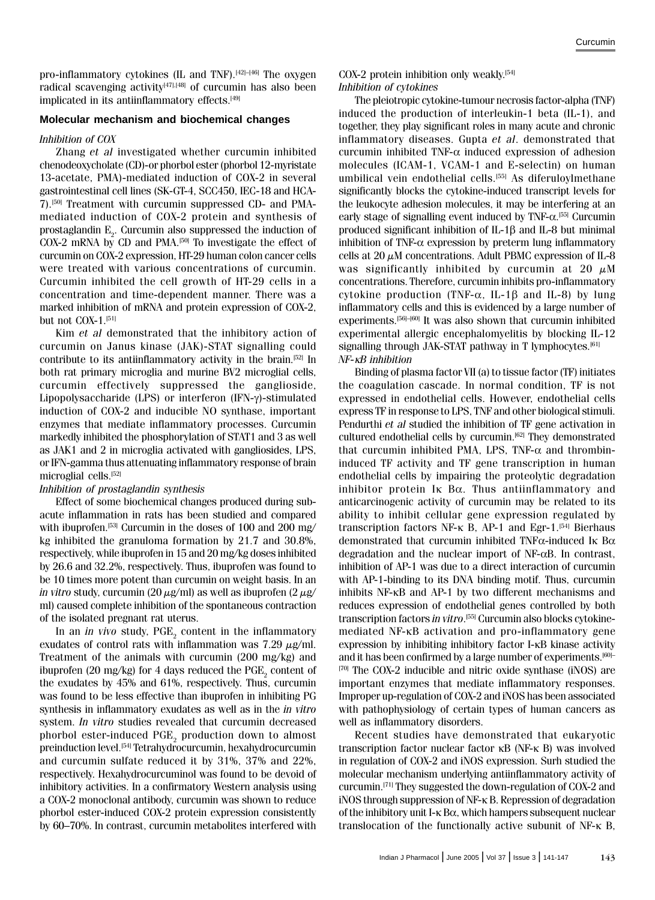pro-inflammatory cytokines (IL and TNF).[42]–[46] The oxygen radical scavenging activity[47],[48] of curcumin has also been implicated in its antiinflammatory effects.[49]

## Molecular mechanism and biochemical changes

*Inhibition of COX*

Zhang *et al* investigated whether curcumin inhibited chenodeoxycholate (CD)-or phorbol ester (phorbol 12-myristate 13-acetate, PMA)-mediated induction of COX-2 in several gastrointestinal cell lines (SK-GT-4, SCC450, IEC-18 and HCA-7).[50] Treatment with curcumin suppressed CD- and PMA-mediated induction of COX-2 protein and synthesis of prostaglandin $E_2$. Curcumin also suppressed the induction of COX-2 mRNA by CD and PMA.[50] To investigate the effect of curcumin on COX-2 expression, HT-29 human colon cancer cells were treated with various concentrations of curcumin. Curcumin inhibited the cell growth of HT-29 cells in a concentration and time-dependent manner. There was a marked inhibition of mRNA and protein expression of COX-2, but not COX-1.[51]

Kim *et al* demonstrated that the inhibitory action of curcumin on Janus kinase (JAK)-STAT signalling could contribute to its antiinflammatory activity in the brain.[52] In both rat primary microglia and murine BV2 microglial cells, curcumin effectively suppressed the ganglioside, Lipopolysaccharide (LPS) or interferon (IFN-γ)-stimulated induction of COX-2 and inducible NO synthase, important enzymes that mediate inflammatory processes. Curcumin markedly inhibited the phosphorylation of STAT1 and 3 as well as JAK1 and 2 in microglia activated with gangliosides, LPS, or IFN-gamma thus attenuating inflammatory response of brain microglial cells.[52]

*Inhibition of prostaglandin synthesis*

Effect of some biochemical changes produced during sub-acute inflammation in rats has been studied and compared with ibuprofen.[53] Curcumin in the doses of 100 and 200 mg/kg inhibited the granuloma formation by 21.7 and 30.8%, respectively, while ibuprofen in 15 and 20 mg/kg doses inhibited by 26.6 and 32.2%, respectively. Thus, ibuprofen was found to be 10 times more potent than curcumin on weight basis. In an *in vitro* study, curcumin (20 μg/ml) as well as ibuprofen (2 μg/ml) caused complete inhibition of the spontaneous contraction of the isolated pregnant rat uterus.

In an *in vivo* study, $PGE_2$ content in the inflammatory exudates of control rats with inflammation was 7.29 μg/ml. Treatment of the animals with curcumin (200 mg/kg) and ibuprofen (20 mg/kg) for 4 days reduced the $PGE_2$ content of the exudates by 45% and 61%, respectively. Thus, curcumin was found to be less effective than ibuprofen in inhibiting PG synthesis in inflammatory exudates as well as in the *in vitro* system. *In vitro* studies revealed that curcumin decreased phorbol ester-induced $PGE_2$ production down to almost preinduction level.[54] Tetrahydrocurcumin, hexahydrocurcumin and curcumin sulfate reduced it by 31%, 37% and 22%, respectively. Hexahydrocurcuminol was found to be devoid of inhibitory activities. In a confirmatory Western analysis using a COX-2 monoclonal antibody, curcumin was shown to reduce phorbol ester-induced COX-2 protein expression consistently by 60–70%. In contrast, curcumin metabolites interfered with COX-2 protein inhibition only weakly.[54]

*Inhibition of cytokines*

The pleiotropic cytokine-tumour necrosis factor-alpha (TNF) induced the production of interleukin-1 beta (IL-1), and together, they play significant roles in many acute and chronic inflammatory diseases. Gupta *et al*. demonstrated that curcumin inhibited TNF-α induced expression of adhesion molecules (ICAM-1, VCAM-1 and E-selectin) on human umbilical vein endothelial cells.[55] As diferuloylmethane significantly blocks the cytokine-induced transcript levels for the leukocyte adhesion molecules, it may be interfering at an early stage of signalling event induced by TNF-α.[55] Curcumin produced significant inhibition of IL-1β and IL-8 but minimal inhibition of TNF-α expression by preterm lung inflammatory cells at 20 μM concentrations. Adult PBMC expression of IL-8 was significantly inhibited by curcumin at 20 μM concentrations. Therefore, curcumin inhibits pro-inflammatory cytokine production (TNF-α, IL-1β and IL-8) by lung inflammatory cells and this is evidenced by a large number of experiments.[56]–[60] It was also shown that curcumin inhibited experimental allergic encephalomyelitis by blocking IL-12 signalling through JAK-STAT pathway in T lymphocytes.[61]

*NF-κB inhibition*

Binding of plasma factor VII (a) to tissue factor (TF) initiates the coagulation cascade. In normal condition, TF is not expressed in endothelial cells. However, endothelial cells express TF in response to LPS, TNF and other biological stimuli. Pendurthi *et al* studied the inhibition of TF gene activation in cultured endothelial cells by curcumin.[62] They demonstrated that curcumin inhibited PMA, LPS, TNF-α and thrombin-induced TF activity and TF gene transcription in human endothelial cells by impairing the proteolytic degradation inhibitor protein Iκ Bα. Thus antiinflammatory and anticarcinogenic activity of curcumin may be related to its ability to inhibit cellular gene expression regulated by transcription factors NF-κ B, AP-1 and Egr-1.[54] Bierhaus demonstrated that curcumin inhibited TNFα-induced Iκ Bα degradation and the nuclear import of NF-αB. In contrast, inhibition of AP-1 was due to a direct interaction of curcumin with AP-1-binding to its DNA binding motif. Thus, curcumin inhibits NF-κB and AP-1 by two different mechanisms and reduces expression of endothelial genes controlled by both transcription factors *in vitro*.[55] Curcumin also blocks cytokine-mediated NF-κB activation and pro-inflammatory gene expression by inhibiting inhibitory factor I-κB kinase activity and it has been confirmed by a large number of experiments.[60]–[70] The COX-2 inducible and nitric oxide synthase (iNOS) are important enzymes that mediate inflammatory responses. Improper up-regulation of COX-2 and iNOS has been associated with pathophysiology of certain types of human cancers as well as inflammatory disorders.

Recent studies have demonstrated that eukaryotic transcription factor nuclear factor κB (NF-κ B) was involved in regulation of COX-2 and iNOS expression. Surh studied the molecular mechanism underlying antiinflammatory activity of curcumin.[71] They suggested the down-regulation of COX-2 and iNOS through suppression of NF-κ B. Repression of degradation of the inhibitory unit I-κ Bα, which hampers subsequent nuclear translocation of the functionally active subunit of NF-κ B,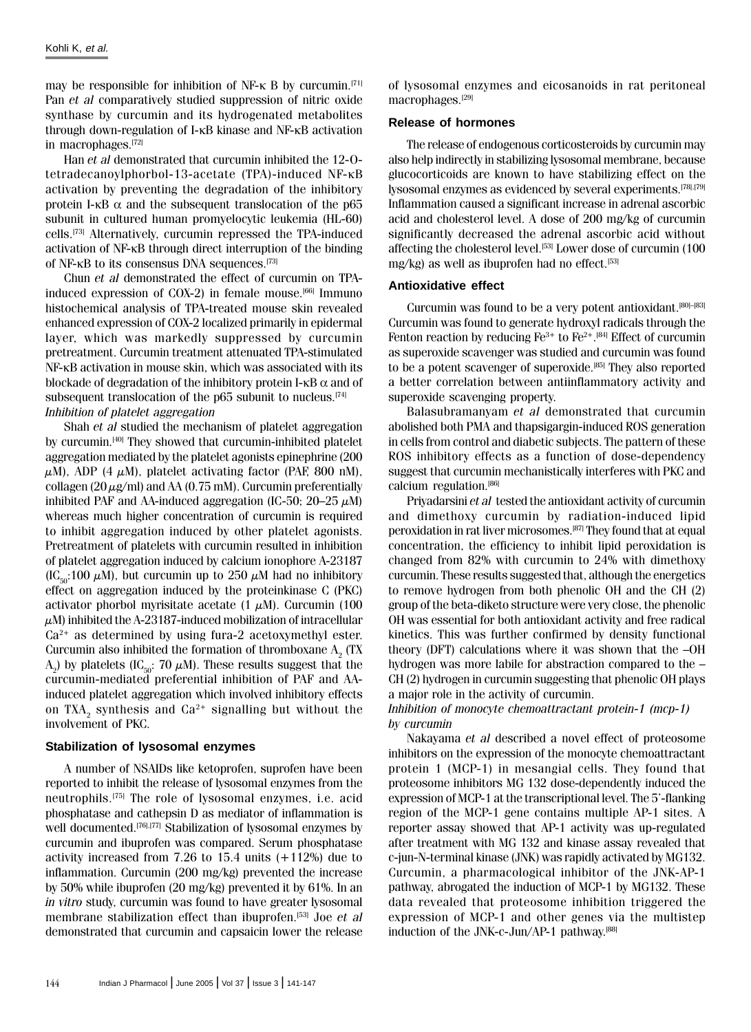may be responsible for inhibition of NF-κ B by curcumin.[71] Pan *et al* comparatively studied suppression of nitric oxide synthase by curcumin and its hydrogenated metabolites through down-regulation of I-κB kinase and NF-κB activation in macrophages.[72]

Han *et al* demonstrated that curcumin inhibited the 12-O-tetradecanoylphorbol-13-acetate (TPA)-induced NF-κB activation by preventing the degradation of the inhibitory protein I-κB α and the subsequent translocation of the p65 subunit in cultured human promyelocytic leukemia (HL-60) cells.[73] Alternatively, curcumin repressed the TPA-induced activation of NF-κB through direct interruption of the binding of NF-κB to its consensus DNA sequences.[73]

Chun *et al* demonstrated the effect of curcumin on TPA-induced expression of COX-2) in female mouse.[66] Immuno histochemical analysis of TPA-treated mouse skin revealed enhanced expression of COX-2 localized primarily in epidermal layer, which was markedly suppressed by curcumin pretreatment. Curcumin treatment attenuated TPA-stimulated NF-κB activation in mouse skin, which was associated with its blockade of degradation of the inhibitory protein I-κB α and of subsequent translocation of the p65 subunit to nucleus.[74]

*Inhibition of platelet aggregation*

Shah *et al* studied the mechanism of platelet aggregation by curcumin.[40] They showed that curcumin-inhibited platelet aggregation mediated by the platelet agonists epinephrine (200 μM), ADP (4 μM), platelet activating factor (PAF, 800 nM), collagen (20 μg/ml) and AA (0.75 mM). Curcumin preferentially inhibited PAF and AA-induced aggregation (IC-50; 20–25 μM) whereas much higher concentration of curcumin is required to inhibit aggregation induced by other platelet agonists. Pretreatment of platelets with curcumin resulted in inhibition of platelet aggregation induced by calcium ionophore A-23187 ($IC_{50}$:100 μM), but curcumin up to 250 μM had no inhibitory effect on aggregation induced by the proteinkinase C (PKC) activator phorbol myrisitate acetate (1 μM). Curcumin (100 μM) inhibited the A-23187-induced mobilization of intracellular $Ca^{2+}$ as determined by using fura-2 acetoxymethyl ester. Curcumin also inhibited the formation of thromboxane $A_2$ (TX $A_2$) by platelets ($IC_{50}$: 70 μM). These results suggest that the curcumin-mediated preferential inhibition of PAF and AA-induced platelet aggregation which involved inhibitory effects on $TXA_2$ synthesis and $Ca^{2+}$ signalling but without the involvement of PKC.

### Stabilization of lysosomal enzymes

A number of NSAIDs like ketoprofen, suprofen have been reported to inhibit the release of lysosomal enzymes from the neutrophils.[75] The role of lysosomal enzymes, i.e. acid phosphatase and cathepsin D as mediator of inflammation is well documented.[76],[77] Stabilization of lysosomal enzymes by curcumin and ibuprofen was compared. Serum phosphatase activity increased from 7.26 to 15.4 units (+112%) due to inflammation. Curcumin (200 mg/kg) prevented the increase by 50% while ibuprofen (20 mg/kg) prevented it by 61%. In an *in vitro* study, curcumin was found to have greater lysosomal membrane stabilization effect than ibuprofen.[53] Joe *et al* demonstrated that curcumin and capsaicin lower the release of lysosomal enzymes and eicosanoids in rat peritoneal macrophages.[29]

### Release of hormones

The release of endogenous corticosteroids by curcumin may also help indirectly in stabilizing lysosomal membrane, because glucocorticoids are known to have stabilizing effect on the lysosomal enzymes as evidenced by several experiments.[78],[79] Inflammation caused a significant increase in adrenal ascorbic acid and cholesterol level. A dose of 200 mg/kg of curcumin significantly decreased the adrenal ascorbic acid without affecting the cholesterol level.[53] Lower dose of curcumin (100 mg/kg) as well as ibuprofen had no effect.[53]

### Antioxidative effect

Curcumin was found to be a very potent antioxidant.[80]–[83] Curcumin was found to generate hydroxyl radicals through the Fenton reaction by reducing $Fe^{3+}$ to $Fe^{2+}$.[84] Effect of curcumin as superoxide scavenger was studied and curcumin was found to be a potent scavenger of superoxide.[85] They also reported a better correlation between antiinflammatory activity and superoxide scavenging property.

Balasubramanyam *et al* demonstrated that curcumin abolished both PMA and thapsigargin-induced ROS generation in cells from control and diabetic subjects. The pattern of these ROS inhibitory effects as a function of dose-dependency suggest that curcumin mechanistically interferes with PKC and calcium regulation.[86]

Priyadarsini *et al* tested the antioxidant activity of curcumin and dimethoxy curcumin by radiation-induced lipid peroxidation in rat liver microsomes.[87] They found that at equal concentration, the efficiency to inhibit lipid peroxidation is changed from 82% with curcumin to 24% with dimethoxy curcumin. These results suggested that, although the energetics to remove hydrogen from both phenolic OH and the CH (2) group of the beta-diketo structure were very close, the phenolic OH was essential for both antioxidant activity and free radical kinetics. This was further confirmed by density functional theory (DFT) calculations where it was shown that the –OH hydrogen was more labile for abstraction compared to the –CH (2) hydrogen in curcumin suggesting that phenolic OH plays a major role in the activity of curcumin.

*Inhibition of monocyte chemoattractant protein-1 (mcp-1) by curcumin*

Nakayama *et al* described a novel effect of proteosome inhibitors on the expression of the monocyte chemoattractant protein 1 (MCP-1) in mesangial cells. They found that proteosome inhibitors MG 132 dose-dependently induced the expression of MCP-1 at the transcriptional level. The 5'-flanking region of the MCP-1 gene contains multiple AP-1 sites. A reporter assay showed that AP-1 activity was up-regulated after treatment with MG 132 and kinase assay revealed that c-jun-N-terminal kinase (JNK) was rapidly activated by MG132. Curcumin, a pharmacological inhibitor of the JNK-AP-1 pathway, abrogated the induction of MCP-1 by MG132. These data revealed that proteosome inhibition triggered the expression of MCP-1 and other genes via the multistep induction of the JNK-c-Jun/AP-1 pathway.[88]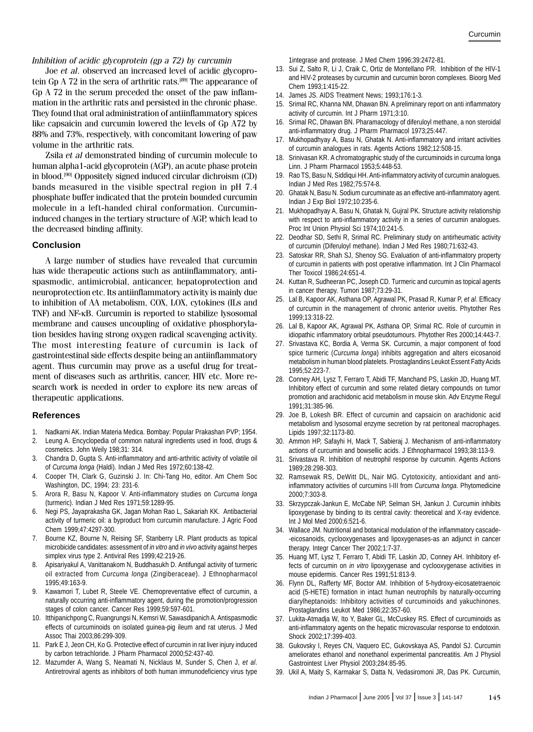*Inhibition of acidic glycoprotein (gp a 72) by curcumin*

Joe *et al*. observed an increased level of acidic glycoprotein Gp A 72 in the sera of arthritic rats.[89] The appearance of Gp A 72 in the serum preceded the onset of the paw inflammation in the arthritic rats and persisted in the chronic phase. They found that oral administration of antiinflammatory spices like capsaicin and curcumin lowered the levels of Gp A72 by 88% and 73%, respectively, with concomitant lowering of paw volume in the arthritic rats.

Zsila *et al* demonstrated binding of curcumin molecule to human alpha1-acid glycoprotein (AGP), an acute phase protein in blood.[90] Oppositely signed induced circular dichroism (CD) bands measured in the visible spectral region in pH 7.4 phosphate buffer indicated that the protein bounded curcumin molecule in a left-handed chiral conformation. Curcumin-induced changes in the tertiary structure of AGP, which lead to the decreased binding affinity.

## Conclusion

A large number of studies have revealed that curcumin has wide therapeutic actions such as antiinflammatory, antispasmodic, antimicrobial, anticancer, hepatoprotection and neuroprotection etc. Its antiinflammatory activity is mainly due to inhibition of AA metabolism, COX, LOX, cytokines (ILs and TNF) and NF-κB. Curcumin is reported to stabilize lysosomal membrane and causes uncoupling of oxidative phosphorylation besides having strong oxygen radical scavenging activity. The most interesting feature of curcumin is lack of gastrointestinal side effects despite being an antiinflammatory agent. Thus curcumin may prove as a useful drug for treatment of diseases such as arthritis, cancer, HIV etc. More research work is needed in order to explore its new areas of therapeutic applications.

## References

1. Nadkarni AK. Indian Materia Medica. Bombay: Popular Prakashan PVP; 1954.
2. Leung A. Encyclopedia of common natural ingredients used in food, drugs & cosmetics. John Weily 198;31: 314.
3. Chandra D, Gupta S. Anti-inflammatory and anti-arthritic activity of volatile oil of *Curcuma longa* (Haldi). Indian J Med Res 1972;60:138-42.
4. Cooper TH, Clark G, Guzinski J. In: Chi-Tang Ho, editor. Am Chem Soc Washington, DC, 1994; 23: 231-6.
5. Arora R, Basu N, Kapoor V. Anti-inflammatory studies on *Curcuma longa* (turmeric). Indian J Med Res 1971;59:1289-95.
6. Negi PS, Jayaprakasha GK, Jagan Mohan Rao L, Sakariah KK. Antibacterial activity of turmeric oil: a byproduct from curcumin manufacture. J Agric Food Chem 1999;47:4297-300.
7. Bourne KZ, Bourne N, Reising SF, Stanberry LR. Plant products as topical microbicide candidates: assessment of *in vitro* and *in vivo* activity against herpes simplex virus type 2. Antiviral Res 1999;42:219-26.
8. Apisariyakul A, Vanittanakom N, Buddhasukh D. Antifungal activity of turmeric oil extracted from *Curcuma longa* (Zingiberaceae). J Ethnopharmacol 1995;49:163-9.
9. Kawamori T, Lubet R, Steele VE. Chemopreventative effect of curcumin, a naturally occurring anti-inflammatory agent, during the promotion/progression stages of colon cancer. Cancer Res 1999;59:597-601.
10. Itthipanichpong C, Ruangrungsi N, Kemsri W, Sawasdipanich A. Antispasmodic effects of curcuminoids on isolated guinea-pig ileum and rat uterus. J Med Assoc Thai 2003;86:299-309.
11. Park E J, Jeon CH, Ko G. Protective effect of curcumin in rat liver injury induced by carbon tetrachloride. J Pharm Pharmacol 2000;52:437-40.
12. Mazumder A, Wang S, Neamati N, Nicklaus M, Sunder S, Chen J, *et al*. Antiretroviral agents as inhibitors of both human immunodeficiency virus type 1integrase and protease. J Med Chem 1996;39:2472-81.
13. Sui Z, Salto R, Li J, Craik C, Ortiz de Montellano PR. Inhibition of the HIV-1 and HIV-2 proteases by curcumin and curcumin boron complexes. Bioorg Med Chem 1993;1:415-22.
14. James JS. AIDS Treatment News; 1993;176:1-3.
15. Srimal RC, Khanna NM, Dhawan BN. A preliminary report on anti inflammatory activity of curcumin. Int J Pharm 1971;3:10.
16. Srimal RC, Dhawan BN. Pharamacology of diferuloyl methane, a non steroidal anti-inflammatory drug. J Pharm Pharmacol 1973;25:447.
17. Mukhopadhyay A, Basu N, Ghatak N. Anti-inflammatory and irritant activities of curcumin analogues in rats. Agents Actions 1982;12:508-15.
18. Srinivasan KR. A chromatographic study of the curcuminoids in curcuma longa Linn. J Pharm Pharmacol 1953;5:448-53.
19. Rao TS, Basu N, Siddiqui HH. Anti-inflammatory activity of curcumin analogues. Indian J Med Res 1982;75:574-8.
20. Ghatak N, Basu N. Sodium curcuminate as an effective anti-inflammatory agent. Indian J Exp Biol 1972;10:235-6.
21. Mukhopadhyay A, Basu N, Ghatak N, Gujral PK. Structure activity relationship with respect to anti-inflammatory activity in a series of curcumin analogues. Proc Int Union Physiol Sci 1974;10:241-5.
22. Deodhar SD, Sethi R, Srimal RC. Preliminary study on antirheumatic activity of curcumin (Diferuloyl methane). Indian J Med Res 1980;71:632-43.
23. Satoskar RR, Shah SJ, Shenoy SG. Evaluation of anti-inflammatory property of curcumin in patients with post operative inflammation. Int J Clin Pharmacol Ther Toxicol 1986;24:651-4.
24. Kuttan R, Sudheeran PC, Joseph CD. Turmeric and curcumin as topical agents in cancer therapy. Tumori 1987;73:29-31.
25. Lal B, Kapoor AK, Asthana OP, Agrawal PK, Prasad R, Kumar P, *et al*. Efficacy of curcumin in the management of chronic anterior uveitis. Phytother Res 1999;13:318-22.
26. Lal B, Kapoor AK, Agrawal PK, Asthana OP, Srimal RC. Role of curcumin in idiopathic inflammatory orbital pseudotumours. Phytother Res 2000;14:443-7.
27. Srivastava KC, Bordia A, Verma SK. Curcumin, a major component of food spice turmeric (*Curcuma longa*) inhibits aggregation and alters eicosanoid metabolism in human blood platelets. Prostaglandins Leukot Essent Fatty Acids 1995;52:223-7.
28. Conney AH, Lysz T, Ferraro T, Abidi TF, Manchand PS, Laskin JD, Huang MT. Inhibitory effect of curcumin and some related dietary compounds on tumor promotion and arachidonic acid metabolism in mouse skin. Adv Enzyme Regul 1991;31:385-96.
29. Joe B, Lokesh BR. Effect of curcumin and capsaicin on arachidonic acid metabolism and lysosomal enzyme secretion by rat peritoneal macrophages. Lipids 1997;32:1173-80.
30. Ammon HP, Safayhi H, Mack T, Sabieraj J. Mechanism of anti-inflammatory actions of curcumin and bowsellic acids. J Ethnopharmacol 1993;38:113-9.
31. Srivastava R. Inhibition of neutrophil response by curcumin. Agents Actions 1989;28:298-303.
32. Ramsewak RS, DeWitt DL, Nair MG. Cytotoxicity, antioxidant and anti-inflammatory activities of curcumins I-III from *Curcuma longa*. Phytomedicine 2000;7:303-8.
33. Skrzypczak-Jankun E, McCabe NP, Selman SH, Jankun J. Curcumin inhibits lipoxygenase by binding to its central cavity: theoretical and X-ray evidence. Int J Mol Med 2000;6:521-6.
34. Wallace JM. Nutritional and botanical modulation of the inflammatory cascade--eicosanoids, cyclooxygenases and lipoxygenases-as an adjunct in cancer therapy. Integr Cancer Ther 2002;1:7-37.
35. Huang MT, Lysz T, Ferraro T, Abidi TF, Laskin JD, Conney AH. Inhibitory effects of curcumin on *in vitro* lipoxygenase and cyclooxygenase activities in mouse epidermis. Cancer Res 1991;51:813-9.
36. Flynn DL, Rafferty MF, Boctor AM. Inhibition of 5-hydroxy-eicosatetraenoic acid (5-HETE) formation in intact human neutrophils by naturally-occurring diarylheptanoids: Inhibitory activities of curcuminoids and yakuchinones. Prostaglandins Leukot Med 1986;22:357-60.
37. Lukita-Atmadja W, Ito Y, Baker GL, McCuskey RS. Effect of curcuminoids as anti-inflammatory agents on the hepatic microvascular response to endotoxin. Shock 2002;17:399-403.
38. Gukovsky I, Reyes CN, Vaquero EC, Gukovskaya AS, Pandol SJ. Curcumin ameliorates ethanol and nonethanol experimental pancreatitis. Am J Physiol Gastrointest Liver Physiol 2003;284:85-95.
39. Ukil A, Maity S, Karmakar S, Datta N, Vedasiromoni JR, Das PK. Curcumin,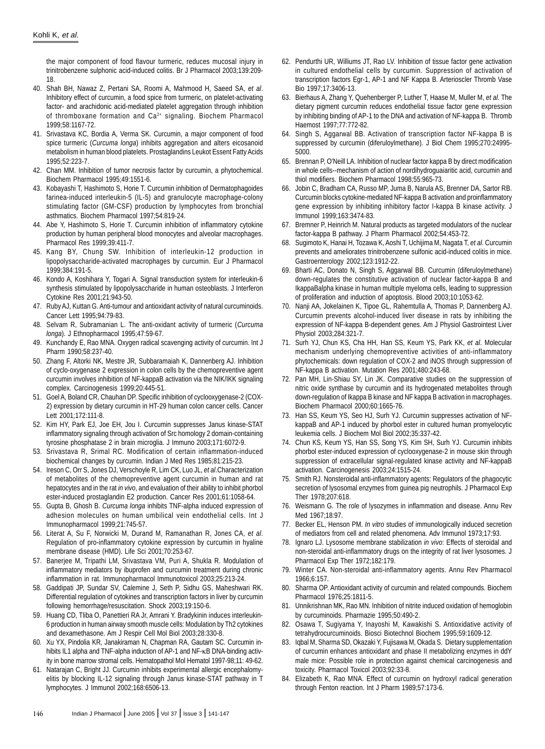the major component of food flavour turmeric, reduces mucosal injury in trinitrobenzene sulphonic acid-induced colitis. Br J Pharmacol 2003;139:209-18.

40. Shah BH, Nawaz Z, Pertani SA, Roomi A, Mahmood H, Saeed SA, *et al*. Inhibitory effect of curcumin, a food spice from turmeric, on platelet-activating factor- and arachidonic acid-mediated platelet aggregation through inhibition of thromboxane formation and $Ca^{2+}$ signaling. Biochem Pharmacol 1999;58:1167-72.
41. Srivastava KC, Bordia A, Verma SK. Curcumin, a major component of food spice turmeric (*Curcuma longa*) inhibits aggregation and alters eicosanoid metabolism in human blood platelets. Prostaglandins Leukot Essent Fatty Acids 1995;52:223-7.
42. Chan MM. Inhibition of tumor necrosis factor by curcumin, a phytochemical. Biochem Pharmacol 1995;49:1551-6.
43. Kobayashi T, Hashimoto S, Horie T. Curcumin inhibition of Dermatophagoides farinea-induced interleukin-5 (IL-5) and granulocyte macrophage-colony stimulating factor (GM-CSF) production by lymphocytes from bronchial asthmatics. Biochem Pharmacol 1997;54:819-24.
44. Abe Y, Hashimoto S, Horie T. Curcumin inhibition of inflammatory cytokine production by human peripheral blood monocytes and alveolar macrophages. Pharmacol Res 1999;39:411-7.
45. Kang BY, Chung SW. Inhibition of interleukin-12 production in lipopolysaccharide-activated macrophages by curcumin. Eur J Pharmacol 1999;384:191-5.
46. Kondo A, Koshihara Y, Togari A. Signal transduction system for interleukin-6 synthesis stimulated by lipopolysaccharide in human osteoblasts. J Interferon Cytokine Res 2001;21:943-50.
47. Ruby AJ, Kuttan G. Anti-tumour and antioxidant activity of natural curcuminoids. Cancer Lett 1995;94:79-83.
48. Selvam R, Subramanian L. The anti-oxidant activity of turmeric (*Curcuma longa*). J Ethnopharmacol 1995;47:59-67.
49. Kunchandy E, Rao MNA. Oxygen radical scavenging activity of curcumin. Int J Pharm 1990;58:237-40.
50. Zhang F, Altorki NK, Mestre JR, Subbaramaiah K, Dannenberg AJ. Inhibition of cyclo-oxygenase 2 expression in colon cells by the chemopreventive agent curcumin involves inhibition of NF-kappaB activation via the NIK/IKK signaling complex. Carcinogenesis 1999;20:445-51.
51. Goel A, Boland CR, Chauhan DP. Specific inhibition of cyclooxygenase-2 (COX-2) expression by dietary curcumin in HT-29 human colon cancer cells. Cancer Lett 2001;172:111-8.
52. Kim HY, Park EJ, Joe EH, Jou I. Curcumin suppresses Janus kinase-STAT inflammatory signaling through activation of Src homology 2 domain-containing tyrosine phosphatase 2 in brain microglia. J Immuno 2003;171:6072-9.
53. Srivastava R, Srimal RC. Modification of certain inflammation-induced biochemical changes by curcumin. Indian J Med Res 1985;81:215-23.
54. Ireson C, Orr S, Jones DJ, Verschoyle R, Lim CK, Luo JL, *et al*.Characterization of metabolites of the chemopreventive agent curcumin in human and rat hepatocytes and in the rat *in vivo*, and evaluation of their ability to inhibit phorbol ester-induced prostaglandin E2 production. Cancer Res 2001;61:1058-64.
55. Gupta B, Ghosh B. *Curcuma longa* inhibits TNF-alpha induced expression of adhesion molecules on human umbilical vein endothelial cells. Int J Immunopharmacol 1999;21:745-57.
56. Literat A, Su F, Norwicki M, Durand M, Ramanathan R, Jones CA, *et al*. Regulation of pro-inflammatory cytokine expression by curcumin in hyaline membrane disease (HMD). Life Sci 2001;70:253-67.
57. Banerjee M, Tripathi LM, Srivastava VM, Puri A, Shukla R. Modulation of inflammatory mediators by ibuprofen and curcumin treatment during chronic inflammation in rat. Immunopharmacol Immunotoxicol 2003;25:213-24.
58. Gaddipati JP, Sundar SV, Calemine J, Seth P, Sidhu GS, Maheshwari RK. Differential regulation of cytokines and transcription factors in liver by curcumin following hemorrhage/resuscitation. Shock 2003;19:150-6.
59. Huang CD, Tliba O, Panettieri RA Jr, Amrani Y. Bradykinin induces interleukin-6 production in human airway smooth muscle cells: Modulation by Th2 cytokines and dexamethasone. Am J Respir Cell Mol Biol 2003;28:330-8.
60. Xu YX, Pindolia KR, Janakiraman N, Chapman RA, Gautam SC. Curcumin inhibits IL1 alpha and TNF-alpha induction of AP-1 and NF-κB DNA-binding activity in bone marrow stromal cells. Hematopathol Mol Hematol 1997-98;11: 49-62.
61. Natarajan C, Bright JJ. Curcumin inhibits experimental allergic encephalomyelitis by blocking IL-12 signaling through Janus kinase-STAT pathway in T lymphocytes. J Immunol 2002;168:6506-13.
62. Pendurthi UR, Williums JT, Rao LV. Inhibition of tissue factor gene activation in cultured endothelial cells by curcumin. Suppression of activation of transcription factors Egr-1, AP-1 and NF Kappa B. Arterioscler Thromb Vase Bio 1997;17:3406-13.
63. Bierhaus A, Zhang Y, Quehenberger P, Luther T, Haase M, Muller M, *et al*. The dietary pigment curcumin reduces endothelial tissue factor gene expression by inhibiting binding of AP-1 to the DNA and activation of NF-kappa B. Thromb Haemost 1997;77:772-82.
64. Singh S, Aggarwal BB. Activation of transcription factor NF-kappa B is suppressed by curcumin (diferuloylmethane). J Biol Chem 1995;270:24995-5000.
65. Brennan P, O'Neill LA. Inhibition of nuclear factor kappa B by direct modification in whole cells--mechanism of action of nordihydroguaiaritic acid, curcumin and thiol modifiers. Biochem Pharmacol 1998;55:965-73.
66. Jobin C, Bradham CA, Russo MP, Juma B, Narula AS, Brenner DA, Sartor RB. Curcumin blocks cytokine-mediated NF-kappa B activation and proinflammatory gene expression by inhibiting inhibitory factor I-kappa B kinase activity. J Immunol 1999;163:3474-83.
67. Bremner P, Heinrich M. Natural products as targeted modulators of the nuclear factor-kappa B pathway. J Pharm Pharmacol 2002;54:453-72.
68. Sugimoto K, Hanai H, Tozawa K, Aoshi T, Uchijima M, Nagata T, *et al*. Curcumin prevents and ameliorates trinitrobenzene sulfonic acid-induced colitis in mice. Gastroenterology 2002;123:1912-22.
69. Bharti AC, Donato N, Singh S, Aggarwal BB. Curcumin (diferuloylmethane) down-regulates the constitutive activation of nuclear factor-kappa B and IkappaBalpha kinase in human multiple myeloma cells, leading to suppression of proliferation and induction of apoptosis. Blood 2003;10:1053-62.
70. Nanji AA, Jokelainen K, Tipoe GL, Rahemtulla A, Thomas P, Dannenberg AJ. Curcumin prevents alcohol-induced liver disease in rats by inhibiting the expression of NF-kappa B-dependent genes. Am J Physiol Gastrointest Liver Physiol 2003;284:321-7.
71. Surh YJ, Chun KS, Cha HH, Han SS, Keum YS, Park KK, *et al*. Molecular mechanism underlying chemopreventive activities of anti-inflammatory phytochemicals: down regulation of COX-2 and iNOS through suppression of NF-kappa B activation. Mutation Res 2001;480:243-68.
72. Pan MH, Lin-Shiau SY, Lin JK. Comparative studies on the suppression of nitric oxide synthase by curcumin and its hydrogenated metabolites through down-regulation of Ikappa B kinase and NF kappa B activation in macrophages. Biochem Pharmacol 2000;60:1665-76.
73. Han SS, Keum YS, Seo HJ, Surh YJ. Curcumin suppresses activation of NF-kappaB and AP-1 induced by phorbol ester in cultured human promyelocytic leukemia cells. J Biochem Mol Biol 2002;35:337-42.
74. Chun KS, Keum YS, Han SS, Song YS, Kim SH, Surh YJ. Curcumin inhibits phorbol ester-induced expression of cyclooxygenase-2 in mouse skin through suppression of extracellular signal-regulated kinase activity and NF-kappaB activation. Carcinogenesis 2003;24:1515-24.
75. Smith RJ. Nonsteroidal anti-inflammatory agents: Regulators of the phagocytic secretion of lysosomal enzymes from guinea pig neutrophils. J Pharmacol Exp Ther 1978;207:618.
76. Weismann G. The role of lysozymes in inflammation and disease. Annu Rev Med 1967;18:97.
77. Becker EL, Henson PM. *In vitro* studies of immunologically induced secretion of mediators from cell and related phenomena. Adv Immunol 1973;17:93.
78. Ignaro LJ. Lysosome membrane stabilization *in vivo*: Effects of steroidal and non-steroidal anti-inflammatory drugs on the integrity of rat liver lysosomes. J Pharmacol Exp Ther 1972;182:179.
79. Winter CA. Non-steroidal anti-inflammatory agents. Annu Rev Pharmacol 1966;6:157.
80. Sharma OP. Antioxidant activity of curcumin and related compounds. Biochem Pharmacol 1976;25:1811-5.
81. Unnikrishnan MK, Rao MN. Inhibition of nitrite induced oxidation of hemoglobin by curcuminoids. Pharmazie 1995;50:490-2.
82. Osawa T, Sugiyama Y, Inayoshi M, Kawakishi S. Antioxidative activity of tetrahydrocurcuminoids. Biosci Biotechnol Biochem 1995;59:1609-12.
83. Iqbal M, Sharma SD, Okazaki Y, Fujisawa M, Okada S. Dietary supplementation of curcumin enhances antioxidant and phase II metabolizing enzymes in ddY male mice: Possible role in protection against chemical carcinogenesis and toxicity. Pharmacol Toxicol 2003;92:33-8.
84. Elizabeth K, Rao MNA. Effect of curcumin on hydroxyl radical generation through Fenton reaction. Int J Pharm 1989;57:173-6.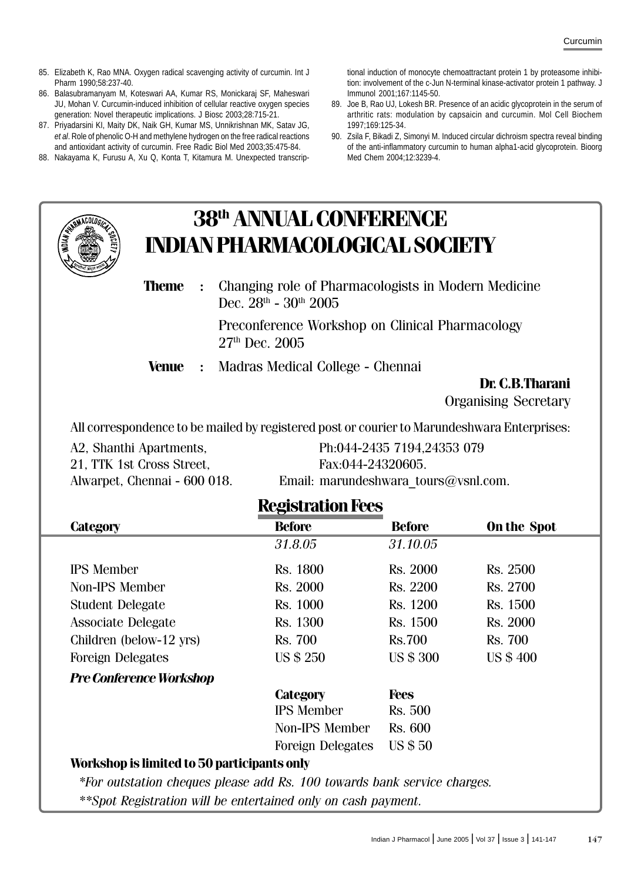85. Elizabeth K, Rao MNA. Oxygen radical scavenging activity of curcumin. Int J Pharm 1990;58:237-40.
86. Balasubramanyam M, Koteswari AA, Kumar RS, Monickaraj SF, Maheswari JU, Mohan V. Curcumin-induced inhibition of cellular reactive oxygen species generation: Novel therapeutic implications. J Biosc 2003;28:715-21.
87. Priyadarsini KI, Maity DK, Naik GH, Kumar MS, Unnikrishnan MK, Satav JG, *et al*. Role of phenolic O-H and methylene hydrogen on the free radical reactions and antioxidant activity of curcumin. Free Radic Biol Med 2003;35:475-84.
88. Nakayama K, Furusu A, Xu Q, Konta T, Kitamura M. Unexpected transcriptional induction of monocyte chemoattractant protein 1 by proteasome inhibition: involvement of the c-Jun N-terminal kinase-activator protein 1 pathway. J Immunol 2001;167:1145-50.
89. Joe B, Rao UJ, Lokesh BR. Presence of an acidic glycoprotein in the serum of arthritic rats: modulation by capsaicin and curcumin. Mol Cell Biochem 1997;169:125-34.
90. Zsila F, Bikadi Z, Simonyi M. Induced circular dichroism spectra reveal binding of the anti-inflammatory curcumin to human alpha1-acid glycoprotein. Bioorg Med Chem 2004;12:3239-4.

# 38th ANNUAL CONFERENCE INDIAN PHARMACOLOGICAL SOCIETY

**Theme** : Changing role of Pharmacologists in Modern Medicine
Dec. 28th - 30th 2005

Preconference Workshop on Clinical Pharmacology
27th Dec. 2005

**Venue** : Madras Medical College - Chennai

**Dr. C.B.Tharani**
Organising Secretary

All correspondence to be mailed by registered post or courier to Marundeshwara Enterprises:

A2, Shanthi Apartments,
21, TTK 1st Cross Street,
Alwarpet, Chennai - 600 018.

Ph:044-2435 7194,24353 079
Fax:044-24320605.
Email: marundeshwara_tours@vsnl.com.

## Registration Fees

| Category | Before 31.8.05 | Before 31.10.05 | On the Spot |
|---|---|---|---|
| IPS Member | Rs. 1800 | Rs. 2000 | Rs. 2500 |
| Non-IPS Member | Rs. 2000 | Rs. 2200 | Rs. 2700 |
| Student Delegate | Rs. 1000 | Rs. 1200 | Rs. 1500 |
| Associate Delegate | Rs. 1300 | Rs. 1500 | Rs. 2000 |
| Children (below-12 yrs) | Rs. 700 | Rs.700 | Rs. 700 |
| Foreign Delegates | US $ 250 | US $ 300 | US $ 400 |

***Pre Conference Workshop***

| Category | Fees |
|---|---|
| IPS Member | Rs. 500 |
| Non-IPS Member | Rs. 600 |
| Foreign Delegates | US $ 50 |

**Workshop is limited to 50 participants only**

*\*For outstation cheques please add Rs. 100 towards bank service charges.*

*\*\*Spot Registration will be entertained only on cash payment.*